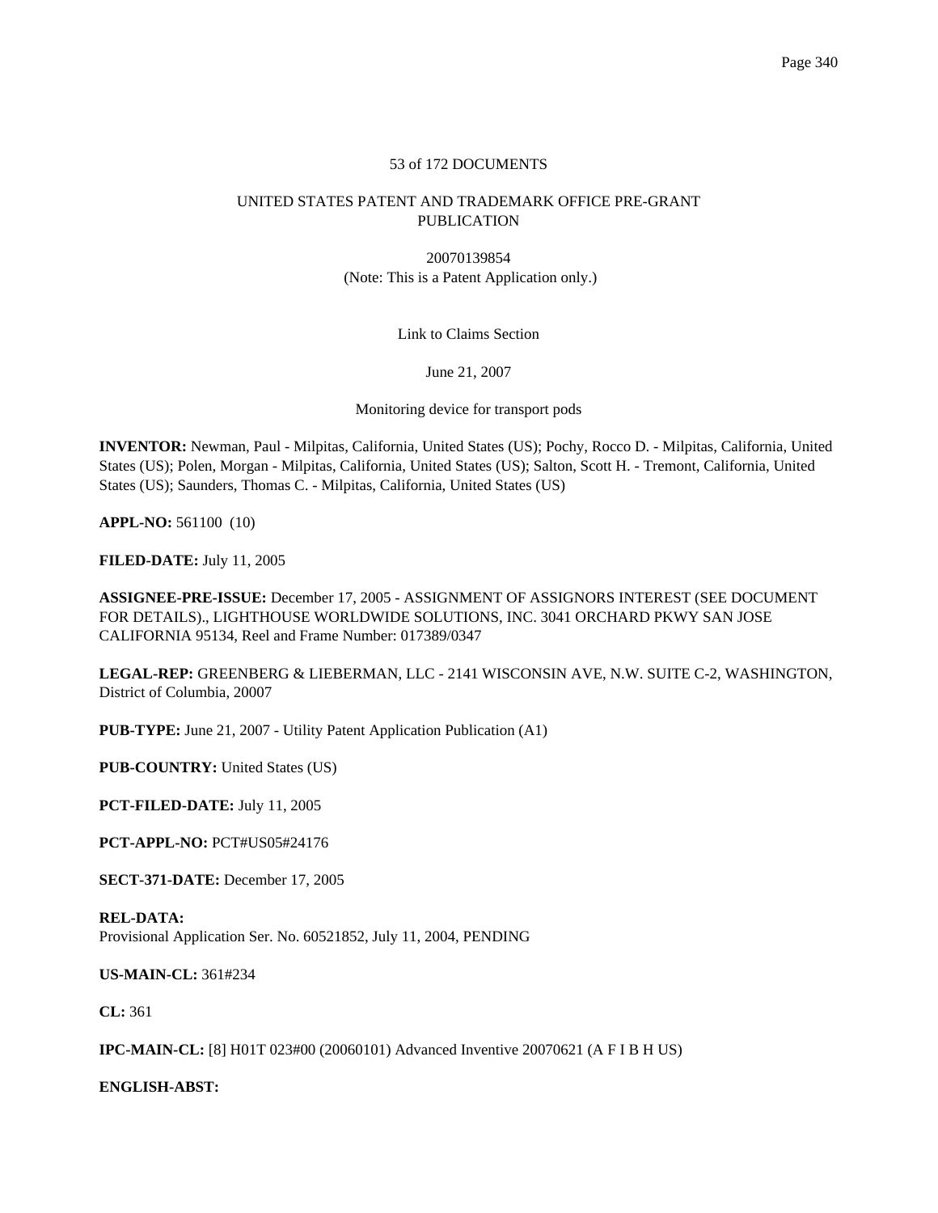53 of 172 DOCUMENTS

UNITED STATES PATENT AND TRADEMARK OFFICE PRE-GRANT PUBLICATION

20070139854
(Note: This is a Patent Application only.)

Link to Claims Section

June 21, 2007

Monitoring device for transport pods

**INVENTOR:** Newman, Paul - Milpitas, California, United States (US); Pochy, Rocco D. - Milpitas, California, United States (US); Polen, Morgan - Milpitas, California, United States (US); Salton, Scott H. - Tremont, California, United States (US); Saunders, Thomas C. - Milpitas, California, United States (US)

**APPL-NO:** 561100 (10)

**FILED-DATE:** July 11, 2005

**ASSIGNEE-PRE-ISSUE:** December 17, 2005 - ASSIGNMENT OF ASSIGNORS INTEREST (SEE DOCUMENT FOR DETAILS)., LIGHTHOUSE WORLDWIDE SOLUTIONS, INC. 3041 ORCHARD PKWY SAN JOSE CALIFORNIA 95134, Reel and Frame Number: 017389/0347

**LEGAL-REP:** GREENBERG & LIEBERMAN, LLC - 2141 WISCONSIN AVE, N.W. SUITE C-2, WASHINGTON, District of Columbia, 20007

**PUB-TYPE:** June 21, 2007 - Utility Patent Application Publication (A1)

**PUB-COUNTRY:** United States (US)

**PCT-FILED-DATE:** July 11, 2005

**PCT-APPL-NO:** PCT#US05#24176

**SECT-371-DATE:** December 17, 2005

**REL-DATA:**
Provisional Application Ser. No. 60521852, July 11, 2004, PENDING

**US-MAIN-CL:** 361#234

**CL:** 361

**IPC-MAIN-CL:** [8] H01T 023#00 (20060101) Advanced Inventive 20070621 (A F I B H US)

**ENGLISH-ABST:**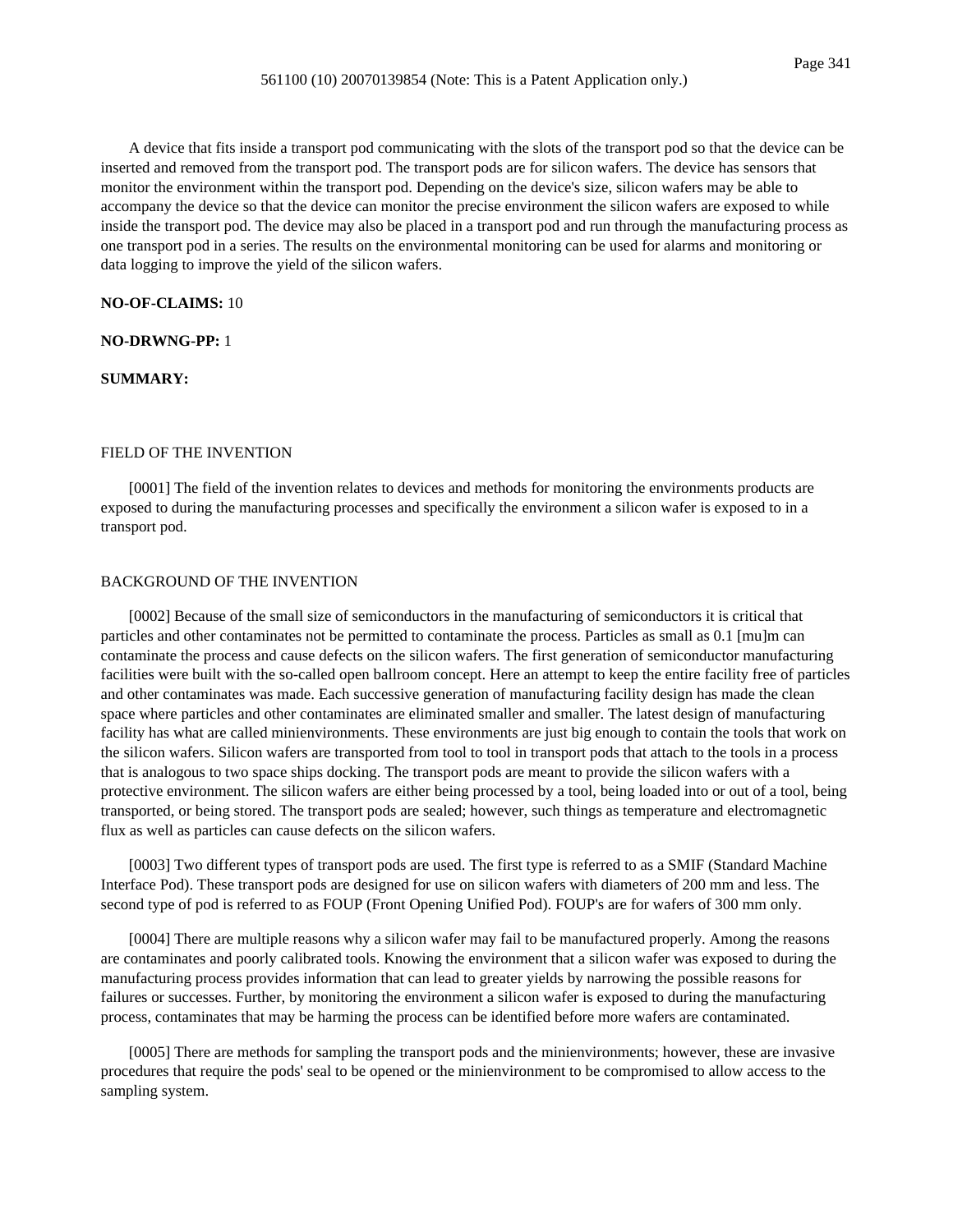A device that fits inside a transport pod communicating with the slots of the transport pod so that the device can be inserted and removed from the transport pod. The transport pods are for silicon wafers. The device has sensors that monitor the environment within the transport pod. Depending on the device's size, silicon wafers may be able to accompany the device so that the device can monitor the precise environment the silicon wafers are exposed to while inside the transport pod. The device may also be placed in a transport pod and run through the manufacturing process as one transport pod in a series. The results on the environmental monitoring can be used for alarms and monitoring or data logging to improve the yield of the silicon wafers.

**NO-OF-CLAIMS:** 10

**NO-DRWNG-PP:** 1

**SUMMARY:**

FIELD OF THE INVENTION

[0001] The field of the invention relates to devices and methods for monitoring the environments products are exposed to during the manufacturing processes and specifically the environment a silicon wafer is exposed to in a transport pod.

BACKGROUND OF THE INVENTION

[0002] Because of the small size of semiconductors in the manufacturing of semiconductors it is critical that particles and other contaminates not be permitted to contaminate the process. Particles as small as 0.1 [mu]m can contaminate the process and cause defects on the silicon wafers. The first generation of semiconductor manufacturing facilities were built with the so-called open ballroom concept. Here an attempt to keep the entire facility free of particles and other contaminates was made. Each successive generation of manufacturing facility design has made the clean space where particles and other contaminates are eliminated smaller and smaller. The latest design of manufacturing facility has what are called minienvironments. These environments are just big enough to contain the tools that work on the silicon wafers. Silicon wafers are transported from tool to tool in transport pods that attach to the tools in a process that is analogous to two space ships docking. The transport pods are meant to provide the silicon wafers with a protective environment. The silicon wafers are either being processed by a tool, being loaded into or out of a tool, being transported, or being stored. The transport pods are sealed; however, such things as temperature and electromagnetic flux as well as particles can cause defects on the silicon wafers.

[0003] Two different types of transport pods are used. The first type is referred to as a SMIF (Standard Machine Interface Pod). These transport pods are designed for use on silicon wafers with diameters of 200 mm and less. The second type of pod is referred to as FOUP (Front Opening Unified Pod). FOUP's are for wafers of 300 mm only.

[0004] There are multiple reasons why a silicon wafer may fail to be manufactured properly. Among the reasons are contaminates and poorly calibrated tools. Knowing the environment that a silicon wafer was exposed to during the manufacturing process provides information that can lead to greater yields by narrowing the possible reasons for failures or successes. Further, by monitoring the environment a silicon wafer is exposed to during the manufacturing process, contaminates that may be harming the process can be identified before more wafers are contaminated.

[0005] There are methods for sampling the transport pods and the minienvironments; however, these are invasive procedures that require the pods' seal to be opened or the minienvironment to be compromised to allow access to the sampling system.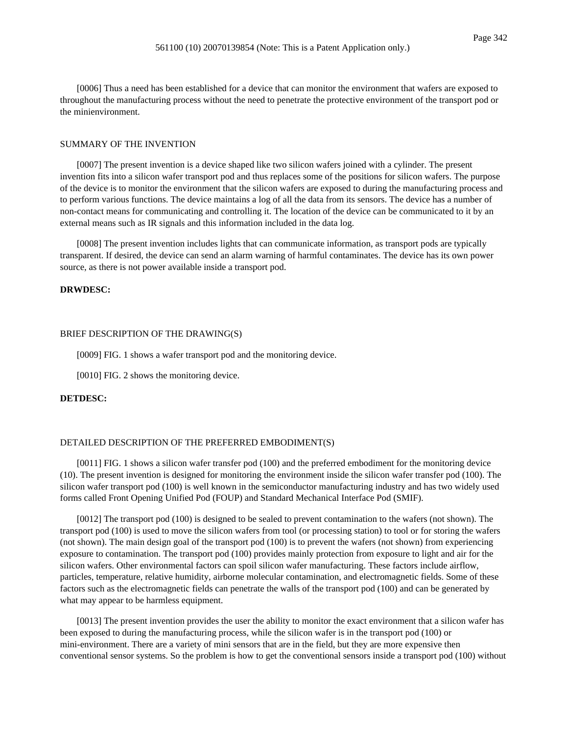[0006] Thus a need has been established for a device that can monitor the environment that wafers are exposed to throughout the manufacturing process without the need to penetrate the protective environment of the transport pod or the minienvironment.

SUMMARY OF THE INVENTION

[0007] The present invention is a device shaped like two silicon wafers joined with a cylinder. The present invention fits into a silicon wafer transport pod and thus replaces some of the positions for silicon wafers. The purpose of the device is to monitor the environment that the silicon wafers are exposed to during the manufacturing process and to perform various functions. The device maintains a log of all the data from its sensors. The device has a number of non-contact means for communicating and controlling it. The location of the device can be communicated to it by an external means such as IR signals and this information included in the data log.

[0008] The present invention includes lights that can communicate information, as transport pods are typically transparent. If desired, the device can send an alarm warning of harmful contaminates. The device has its own power source, as there is not power available inside a transport pod.

**DRWDESC:**

BRIEF DESCRIPTION OF THE DRAWING(S)

[0009] FIG. 1 shows a wafer transport pod and the monitoring device.

[0010] FIG. 2 shows the monitoring device.

**DETDESC:**

DETAILED DESCRIPTION OF THE PREFERRED EMBODIMENT(S)

[0011] FIG. 1 shows a silicon wafer transfer pod (100) and the preferred embodiment for the monitoring device (10). The present invention is designed for monitoring the environment inside the silicon wafer transfer pod (100). The silicon wafer transport pod (100) is well known in the semiconductor manufacturing industry and has two widely used forms called Front Opening Unified Pod (FOUP) and Standard Mechanical Interface Pod (SMIF).

[0012] The transport pod (100) is designed to be sealed to prevent contamination to the wafers (not shown). The transport pod (100) is used to move the silicon wafers from tool (or processing station) to tool or for storing the wafers (not shown). The main design goal of the transport pod (100) is to prevent the wafers (not shown) from experiencing exposure to contamination. The transport pod (100) provides mainly protection from exposure to light and air for the silicon wafers. Other environmental factors can spoil silicon wafer manufacturing. These factors include airflow, particles, temperature, relative humidity, airborne molecular contamination, and electromagnetic fields. Some of these factors such as the electromagnetic fields can penetrate the walls of the transport pod (100) and can be generated by what may appear to be harmless equipment.

[0013] The present invention provides the user the ability to monitor the exact environment that a silicon wafer has been exposed to during the manufacturing process, while the silicon wafer is in the transport pod (100) or mini-environment. There are a variety of mini sensors that are in the field, but they are more expensive then conventional sensor systems. So the problem is how to get the conventional sensors inside a transport pod (100) without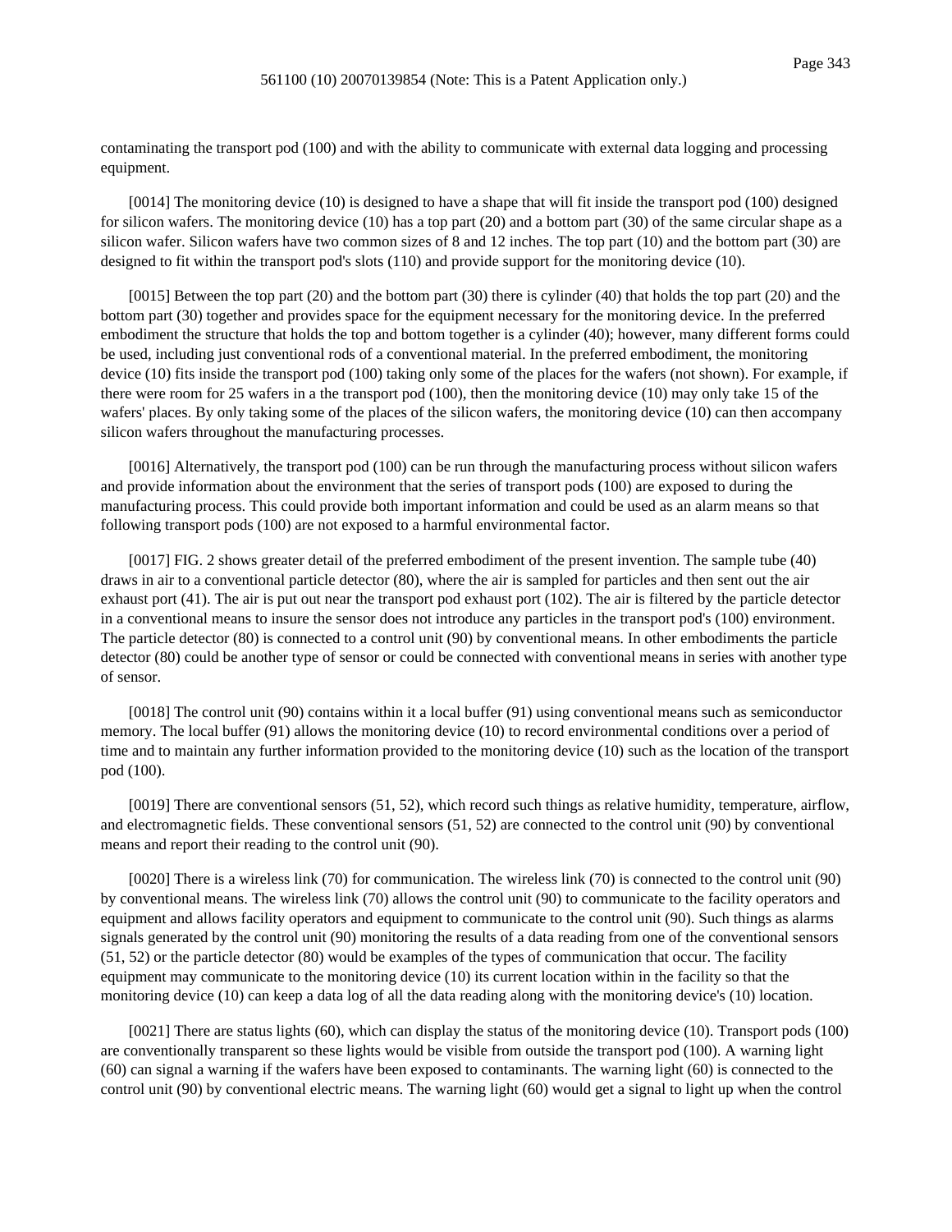contaminating the transport pod (100) and with the ability to communicate with external data logging and processing equipment.

[0014] The monitoring device (10) is designed to have a shape that will fit inside the transport pod (100) designed for silicon wafers. The monitoring device (10) has a top part (20) and a bottom part (30) of the same circular shape as a silicon wafer. Silicon wafers have two common sizes of 8 and 12 inches. The top part (10) and the bottom part (30) are designed to fit within the transport pod's slots (110) and provide support for the monitoring device (10).

[0015] Between the top part (20) and the bottom part (30) there is cylinder (40) that holds the top part (20) and the bottom part (30) together and provides space for the equipment necessary for the monitoring device. In the preferred embodiment the structure that holds the top and bottom together is a cylinder (40); however, many different forms could be used, including just conventional rods of a conventional material. In the preferred embodiment, the monitoring device (10) fits inside the transport pod (100) taking only some of the places for the wafers (not shown). For example, if there were room for 25 wafers in a the transport pod (100), then the monitoring device (10) may only take 15 of the wafers' places. By only taking some of the places of the silicon wafers, the monitoring device (10) can then accompany silicon wafers throughout the manufacturing processes.

[0016] Alternatively, the transport pod (100) can be run through the manufacturing process without silicon wafers and provide information about the environment that the series of transport pods (100) are exposed to during the manufacturing process. This could provide both important information and could be used as an alarm means so that following transport pods (100) are not exposed to a harmful environmental factor.

[0017] FIG. 2 shows greater detail of the preferred embodiment of the present invention. The sample tube (40) draws in air to a conventional particle detector (80), where the air is sampled for particles and then sent out the air exhaust port (41). The air is put out near the transport pod exhaust port (102). The air is filtered by the particle detector in a conventional means to insure the sensor does not introduce any particles in the transport pod's (100) environment. The particle detector (80) is connected to a control unit (90) by conventional means. In other embodiments the particle detector (80) could be another type of sensor or could be connected with conventional means in series with another type of sensor.

[0018] The control unit (90) contains within it a local buffer (91) using conventional means such as semiconductor memory. The local buffer (91) allows the monitoring device (10) to record environmental conditions over a period of time and to maintain any further information provided to the monitoring device (10) such as the location of the transport pod (100).

[0019] There are conventional sensors (51, 52), which record such things as relative humidity, temperature, airflow, and electromagnetic fields. These conventional sensors (51, 52) are connected to the control unit (90) by conventional means and report their reading to the control unit (90).

[0020] There is a wireless link (70) for communication. The wireless link (70) is connected to the control unit (90) by conventional means. The wireless link (70) allows the control unit (90) to communicate to the facility operators and equipment and allows facility operators and equipment to communicate to the control unit (90). Such things as alarms signals generated by the control unit (90) monitoring the results of a data reading from one of the conventional sensors (51, 52) or the particle detector (80) would be examples of the types of communication that occur. The facility equipment may communicate to the monitoring device (10) its current location within in the facility so that the monitoring device (10) can keep a data log of all the data reading along with the monitoring device's (10) location.

[0021] There are status lights (60), which can display the status of the monitoring device (10). Transport pods (100) are conventionally transparent so these lights would be visible from outside the transport pod (100). A warning light (60) can signal a warning if the wafers have been exposed to contaminants. The warning light (60) is connected to the control unit (90) by conventional electric means. The warning light (60) would get a signal to light up when the control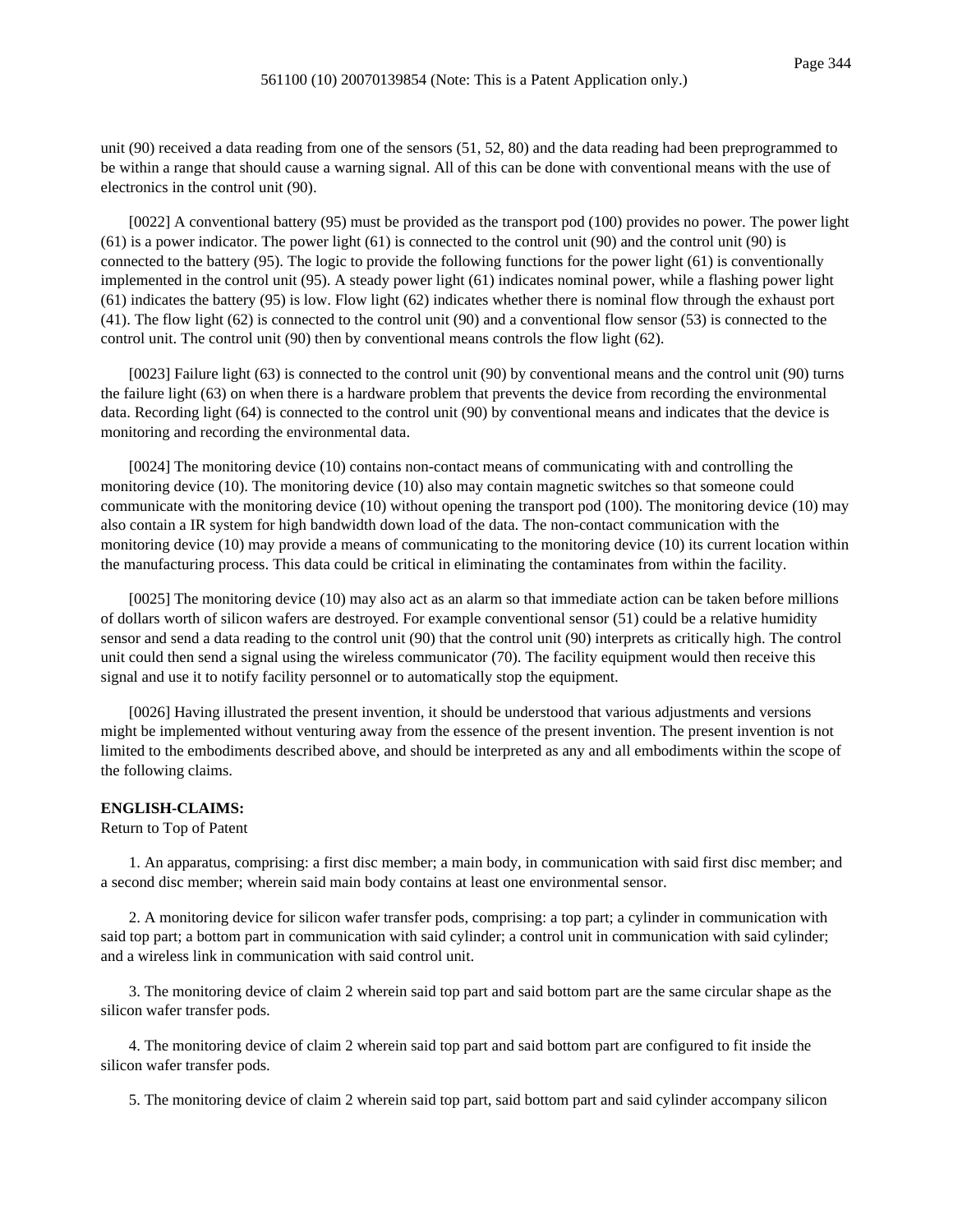unit (90) received a data reading from one of the sensors (51, 52, 80) and the data reading had been preprogrammed to be within a range that should cause a warning signal. All of this can be done with conventional means with the use of electronics in the control unit (90).

[0022] A conventional battery (95) must be provided as the transport pod (100) provides no power. The power light (61) is a power indicator. The power light (61) is connected to the control unit (90) and the control unit (90) is connected to the battery (95). The logic to provide the following functions for the power light (61) is conventionally implemented in the control unit (95). A steady power light (61) indicates nominal power, while a flashing power light (61) indicates the battery (95) is low. Flow light (62) indicates whether there is nominal flow through the exhaust port (41). The flow light (62) is connected to the control unit (90) and a conventional flow sensor (53) is connected to the control unit. The control unit (90) then by conventional means controls the flow light (62).

[0023] Failure light (63) is connected to the control unit (90) by conventional means and the control unit (90) turns the failure light (63) on when there is a hardware problem that prevents the device from recording the environmental data. Recording light (64) is connected to the control unit (90) by conventional means and indicates that the device is monitoring and recording the environmental data.

[0024] The monitoring device (10) contains non-contact means of communicating with and controlling the monitoring device (10). The monitoring device (10) also may contain magnetic switches so that someone could communicate with the monitoring device (10) without opening the transport pod (100). The monitoring device (10) may also contain a IR system for high bandwidth down load of the data. The non-contact communication with the monitoring device (10) may provide a means of communicating to the monitoring device (10) its current location within the manufacturing process. This data could be critical in eliminating the contaminates from within the facility.

[0025] The monitoring device (10) may also act as an alarm so that immediate action can be taken before millions of dollars worth of silicon wafers are destroyed. For example conventional sensor (51) could be a relative humidity sensor and send a data reading to the control unit (90) that the control unit (90) interprets as critically high. The control unit could then send a signal using the wireless communicator (70). The facility equipment would then receive this signal and use it to notify facility personnel or to automatically stop the equipment.

[0026] Having illustrated the present invention, it should be understood that various adjustments and versions might be implemented without venturing away from the essence of the present invention. The present invention is not limited to the embodiments described above, and should be interpreted as any and all embodiments within the scope of the following claims.

**ENGLISH-CLAIMS:**

Return to Top of Patent

1. An apparatus, comprising: a first disc member; a main body, in communication with said first disc member; and a second disc member; wherein said main body contains at least one environmental sensor.

2. A monitoring device for silicon wafer transfer pods, comprising: a top part; a cylinder in communication with said top part; a bottom part in communication with said cylinder; a control unit in communication with said cylinder; and a wireless link in communication with said control unit.

3. The monitoring device of claim 2 wherein said top part and said bottom part are the same circular shape as the silicon wafer transfer pods.

4. The monitoring device of claim 2 wherein said top part and said bottom part are configured to fit inside the silicon wafer transfer pods.

5. The monitoring device of claim 2 wherein said top part, said bottom part and said cylinder accompany silicon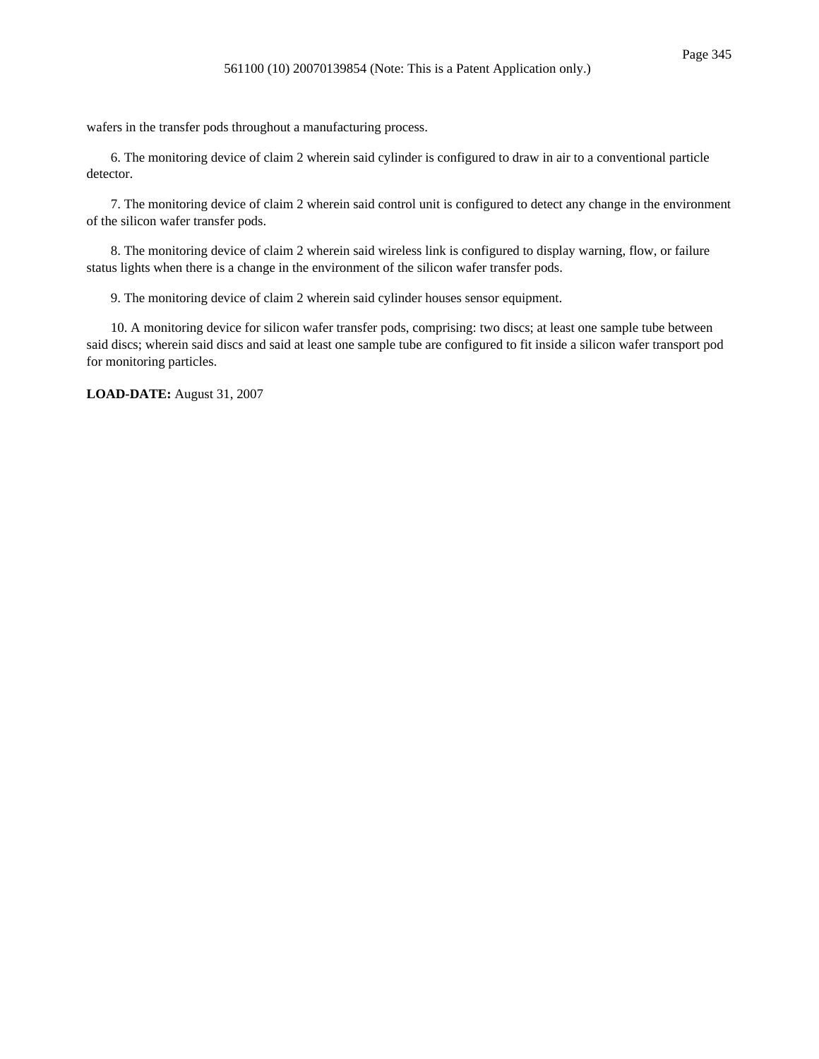wafers in the transfer pods throughout a manufacturing process.

6. The monitoring device of claim 2 wherein said cylinder is configured to draw in air to a conventional particle detector.

7. The monitoring device of claim 2 wherein said control unit is configured to detect any change in the environment of the silicon wafer transfer pods.

8. The monitoring device of claim 2 wherein said wireless link is configured to display warning, flow, or failure status lights when there is a change in the environment of the silicon wafer transfer pods.

9. The monitoring device of claim 2 wherein said cylinder houses sensor equipment.

10. A monitoring device for silicon wafer transfer pods, comprising: two discs; at least one sample tube between said discs; wherein said discs and said at least one sample tube are configured to fit inside a silicon wafer transport pod for monitoring particles.

**LOAD-DATE:** August 31, 2007